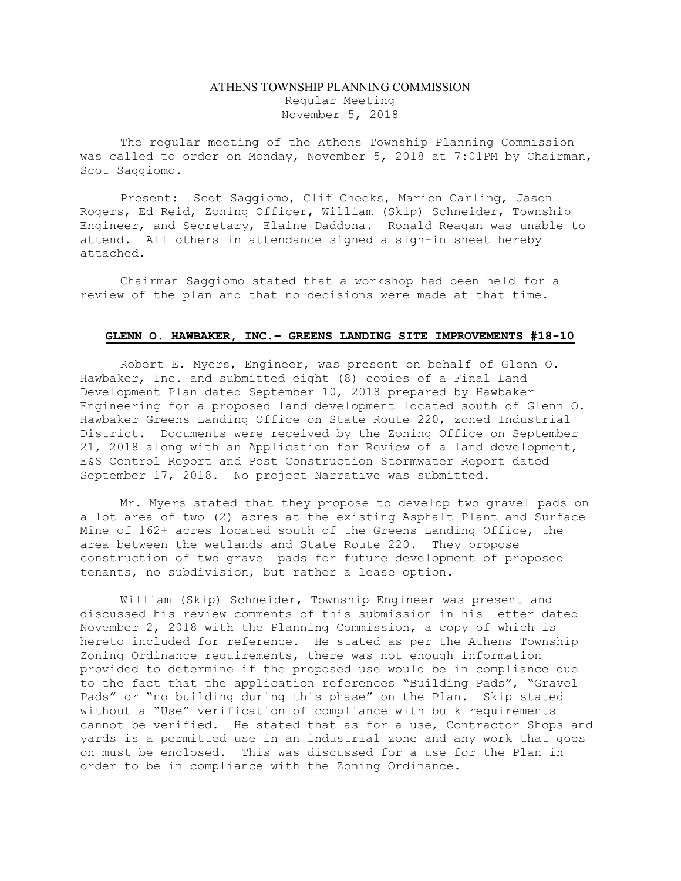ATHENS TOWNSHIP PLANNING COMMISSION
Regular Meeting
November 5, 2018

The regular meeting of the Athens Township Planning Commission was called to order on Monday, November 5, 2018 at 7:01PM by Chairman, Scot Saggiomo.

Present: Scot Saggiomo, Clif Cheeks, Marion Carling, Jason Rogers, Ed Reid, Zoning Officer, William (Skip) Schneider, Township Engineer, and Secretary, Elaine Daddona. Ronald Reagan was unable to attend. All others in attendance signed a sign-in sheet hereby attached.

Chairman Saggiomo stated that a workshop had been held for a review of the plan and that no decisions were made at that time.

**GLENN O. HAWBAKER, INC.– GREENS LANDING SITE IMPROVEMENTS #18-10**

Robert E. Myers, Engineer, was present on behalf of Glenn O. Hawbaker, Inc. and submitted eight (8) copies of a Final Land Development Plan dated September 10, 2018 prepared by Hawbaker Engineering for a proposed land development located south of Glenn O. Hawbaker Greens Landing Office on State Route 220, zoned Industrial District. Documents were received by the Zoning Office on September 21, 2018 along with an Application for Review of a land development, E&S Control Report and Post Construction Stormwater Report dated September 17, 2018. No project Narrative was submitted.

Mr. Myers stated that they propose to develop two gravel pads on a lot area of two (2) acres at the existing Asphalt Plant and Surface Mine of 162+ acres located south of the Greens Landing Office, the area between the wetlands and State Route 220. They propose construction of two gravel pads for future development of proposed tenants, no subdivision, but rather a lease option.

William (Skip) Schneider, Township Engineer was present and discussed his review comments of this submission in his letter dated November 2, 2018 with the Planning Commission, a copy of which is hereto included for reference. He stated as per the Athens Township Zoning Ordinance requirements, there was not enough information provided to determine if the proposed use would be in compliance due to the fact that the application references "Building Pads", "Gravel Pads" or "no building during this phase" on the Plan. Skip stated without a "Use" verification of compliance with bulk requirements cannot be verified. He stated that as for a use, Contractor Shops and yards is a permitted use in an industrial zone and any work that goes on must be enclosed. This was discussed for a use for the Plan in order to be in compliance with the Zoning Ordinance.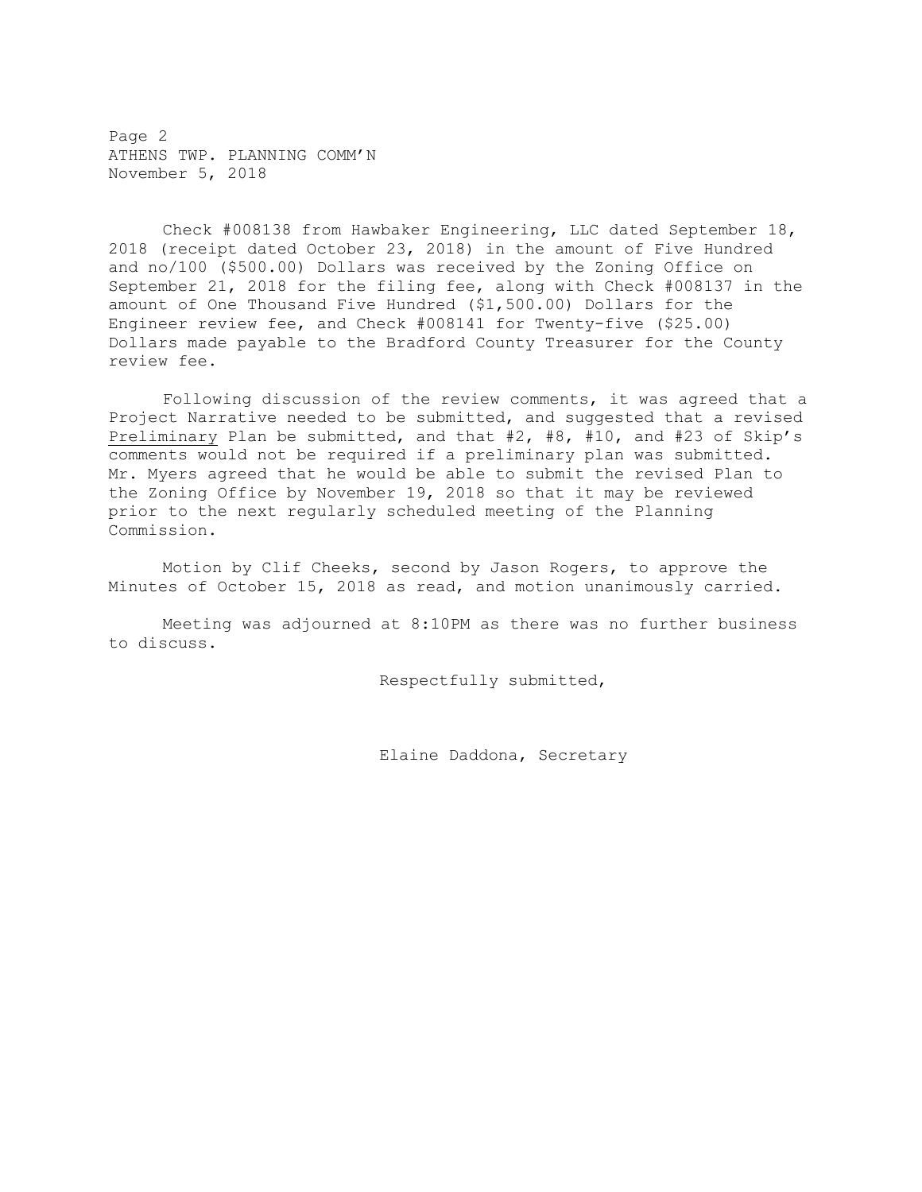Check #008138 from Hawbaker Engineering, LLC dated September 18, 2018 (receipt dated October 23, 2018) in the amount of Five Hundred and no/100 ($500.00) Dollars was received by the Zoning Office on September 21, 2018 for the filing fee, along with Check #008137 in the amount of One Thousand Five Hundred ($1,500.00) Dollars for the Engineer review fee, and Check #008141 for Twenty-five ($25.00) Dollars made payable to the Bradford County Treasurer for the County review fee.

Following discussion of the review comments, it was agreed that a Project Narrative needed to be submitted, and suggested that a revised Preliminary Plan be submitted, and that #2, #8, #10, and #23 of Skip's comments would not be required if a preliminary plan was submitted. Mr. Myers agreed that he would be able to submit the revised Plan to the Zoning Office by November 19, 2018 so that it may be reviewed prior to the next regularly scheduled meeting of the Planning Commission.

Motion by Clif Cheeks, second by Jason Rogers, to approve the Minutes of October 15, 2018 as read, and motion unanimously carried.

Meeting was adjourned at 8:10PM as there was no further business to discuss.

Respectfully submitted,

Elaine Daddona, Secretary